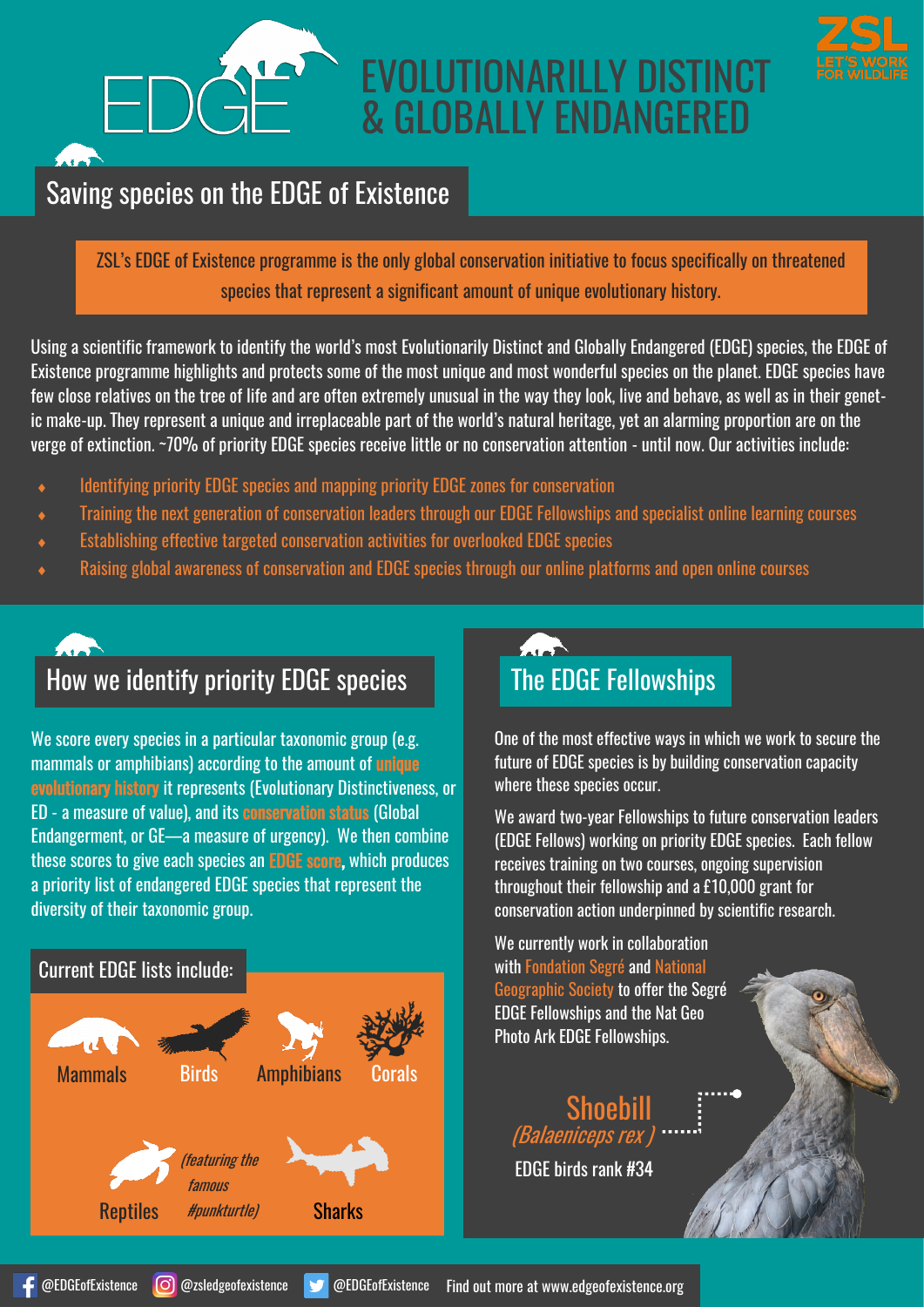# EDGE — EVOLUTIONARILLY DISTINCT & GLOBALLY ENDANGERED

ZSL LET'S WORK FOR WILDLIFE

## Saving species on the EDGE of Existence

ZSL's EDGE of Existence programme is the only global conservation initiative to focus specifically on threatened species that represent a significant amount of unique evolutionary history.

Using a scientific framework to identify the world's most Evolutionarily Distinct and Globally Endangered (EDGE) species, the EDGE of Existence programme highlights and protects some of the most unique and most wonderful species on the planet. EDGE species have few close relatives on the tree of life and are often extremely unusual in the way they look, live and behave, as well as in their genetic make-up. They represent a unique and irreplaceable part of the world's natural heritage, yet an alarming proportion are on the verge of extinction. ~70% of priority EDGE species receive little or no conservation attention - until now. Our activities include:

- Identifying priority EDGE species and mapping priority EDGE zones for conservation
- Training the next generation of conservation leaders through our EDGE Fellowships and specialist online learning courses
- Establishing effective targeted conservation activities for overlooked EDGE species
- Raising global awareness of conservation and EDGE species through our online platforms and open online courses

## How we identify priority EDGE species

We score every species in a particular taxonomic group (e.g. mammals or amphibians) according to the amount of unique evolutionary history it represents (Evolutionary Distinctiveness, or ED - a measure of value), and its conservation status (Global Endangerment, or GE—a measure of urgency). We then combine these scores to give each species an EDGE score, which produces a priority list of endangered EDGE species that represent the diversity of their taxonomic group.

### Current EDGE lists include:

- Mammals
- Birds
- Amphibians
- Corals
- Reptiles *(featuring the famous #punkturtle)*
- Sharks

## The EDGE Fellowships

One of the most effective ways in which we work to secure the future of EDGE species is by building conservation capacity where these species occur.

We award two-year Fellowships to future conservation leaders (EDGE Fellows) working on priority EDGE species. Each fellow receives training on two courses, ongoing supervision throughout their fellowship and a £10,000 grant for conservation action underpinned by scientific research.

We currently work in collaboration with Fondation Segré and National Geographic Society to offer the Segré EDGE Fellowships and the Nat Geo Photo Ark EDGE Fellowships.

**Shoebill**
*(Balaeniceps rex)*
EDGE birds rank #34

@EDGEofExistence | @zsledgeofexistence | @EDGEofExistence | Find out more at www.edgeofexistence.org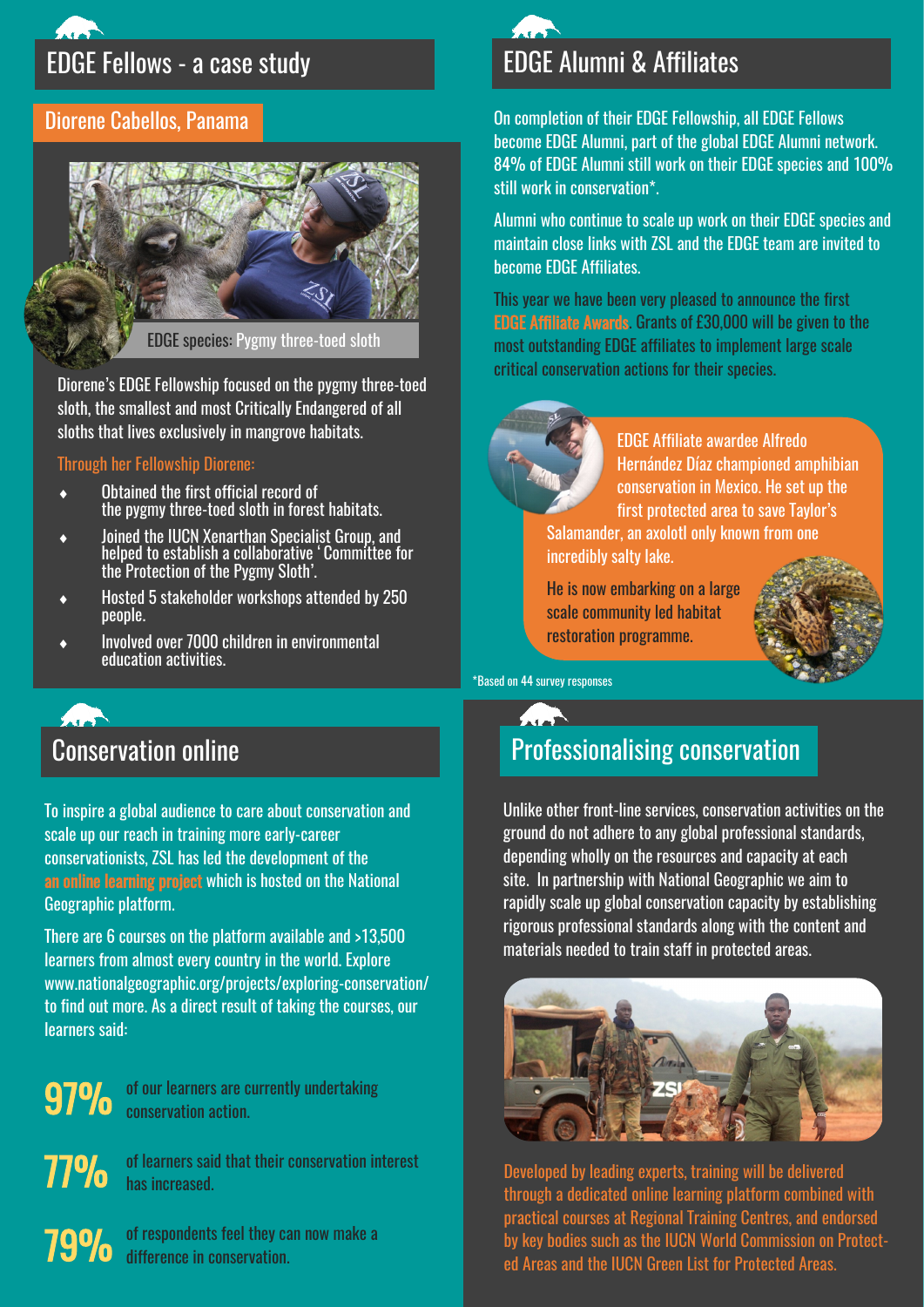## EDGE Fellows - a case study

### Diorene Cabellos, Panama

EDGE species: Pygmy three-toed sloth

Diorene's EDGE Fellowship focused on the pygmy three-toed sloth, the smallest and most Critically Endangered of all sloths that lives exclusively in mangrove habitats.

Through her Fellowship Diorene:

- Obtained the first official record of the pygmy three-toed sloth in forest habitats.
- Joined the IUCN Xenarthan Specialist Group, and helped to establish a collaborative 'Committee for the Protection of the Pygmy Sloth'.
- Hosted 5 stakeholder workshops attended by 250 people.
- Involved over 7000 children in environmental education activities.

## EDGE Alumni & Affiliates

On completion of their EDGE Fellowship, all EDGE Fellows become EDGE Alumni, part of the global EDGE Alumni network. 84% of EDGE Alumni still work on their EDGE species and 100% still work in conservation*.

Alumni who continue to scale up work on their EDGE species and maintain close links with ZSL and the EDGE team are invited to become EDGE Affiliates.

This year we have been very pleased to announce the first EDGE Affiliate Awards. Grants of £30,000 will be given to the most outstanding EDGE affiliates to implement large scale critical conservation actions for their species.

EDGE Affiliate awardee Alfredo Hernández Díaz championed amphibian conservation in Mexico. He set up the first protected area to save Taylor's Salamander, an axolotl only known from one incredibly salty lake.

He is now embarking on a large scale community led habitat restoration programme.

*Based on 44 survey responses

## Conservation online

To inspire a global audience to care about conservation and scale up our reach in training more early-career conservationists, ZSL has led the development of the an online learning project which is hosted on the National Geographic platform.

There are 6 courses on the platform available and >13,500 learners from almost every country in the world. Explore www.nationalgeographic.org/projects/exploring-conservation/ to find out more. As a direct result of taking the courses, our learners said:

**97%** of our learners are currently undertaking conservation action.

**77%** of learners said that their conservation interest has increased.

**79%** of respondents feel they can now make a difference in conservation.

## Professionalising conservation

Unlike other front-line services, conservation activities on the ground do not adhere to any global professional standards, depending wholly on the resources and capacity at each site. In partnership with National Geographic we aim to rapidly scale up global conservation capacity by establishing rigorous professional standards along with the content and materials needed to train staff in protected areas.

Developed by leading experts, training will be delivered through a dedicated online learning platform combined with practical courses at Regional Training Centres, and endorsed by key bodies such as the IUCN World Commission on Protected Areas and the IUCN Green List for Protected Areas.